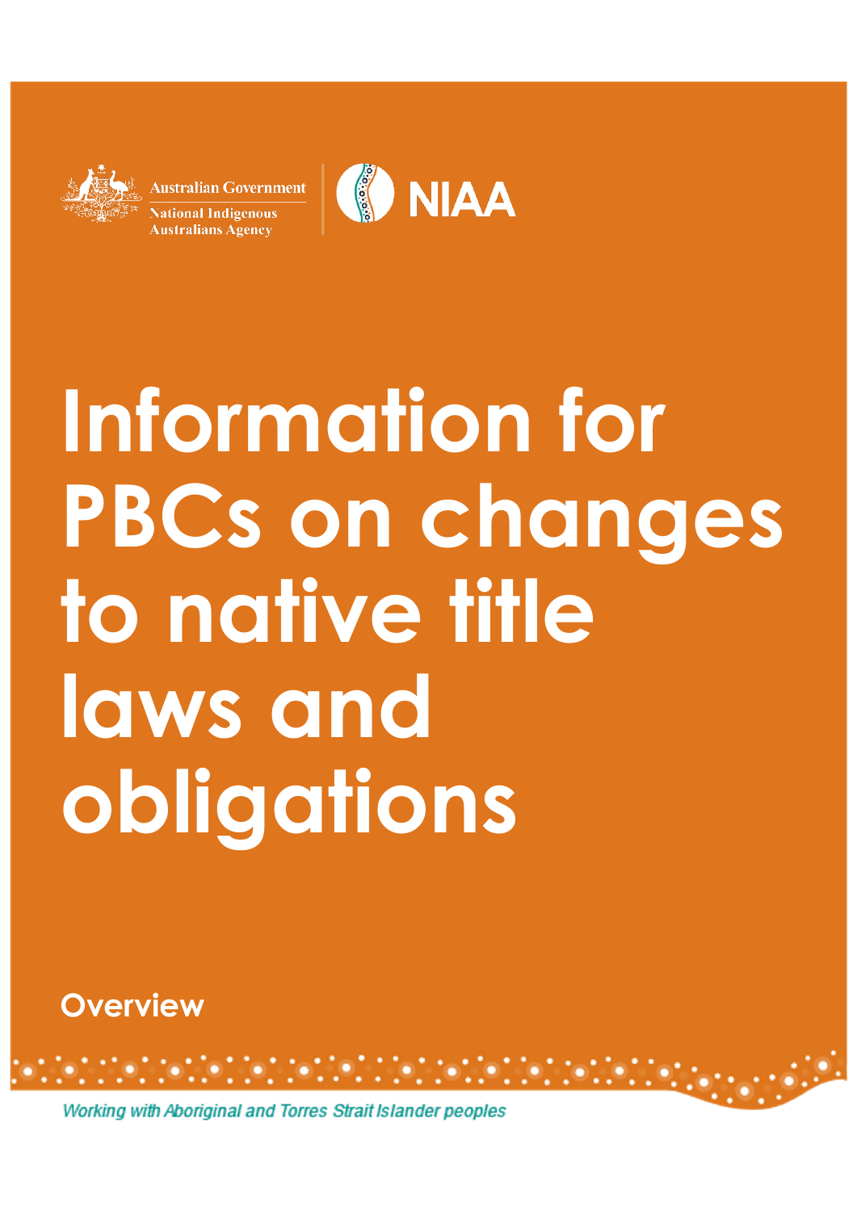Australian Government

National Indigenous Australians Agency

NIAA

# Information for PBCs on changes to native title laws and obligations

## Overview

*Working with Aboriginal and Torres Strait Islander peoples*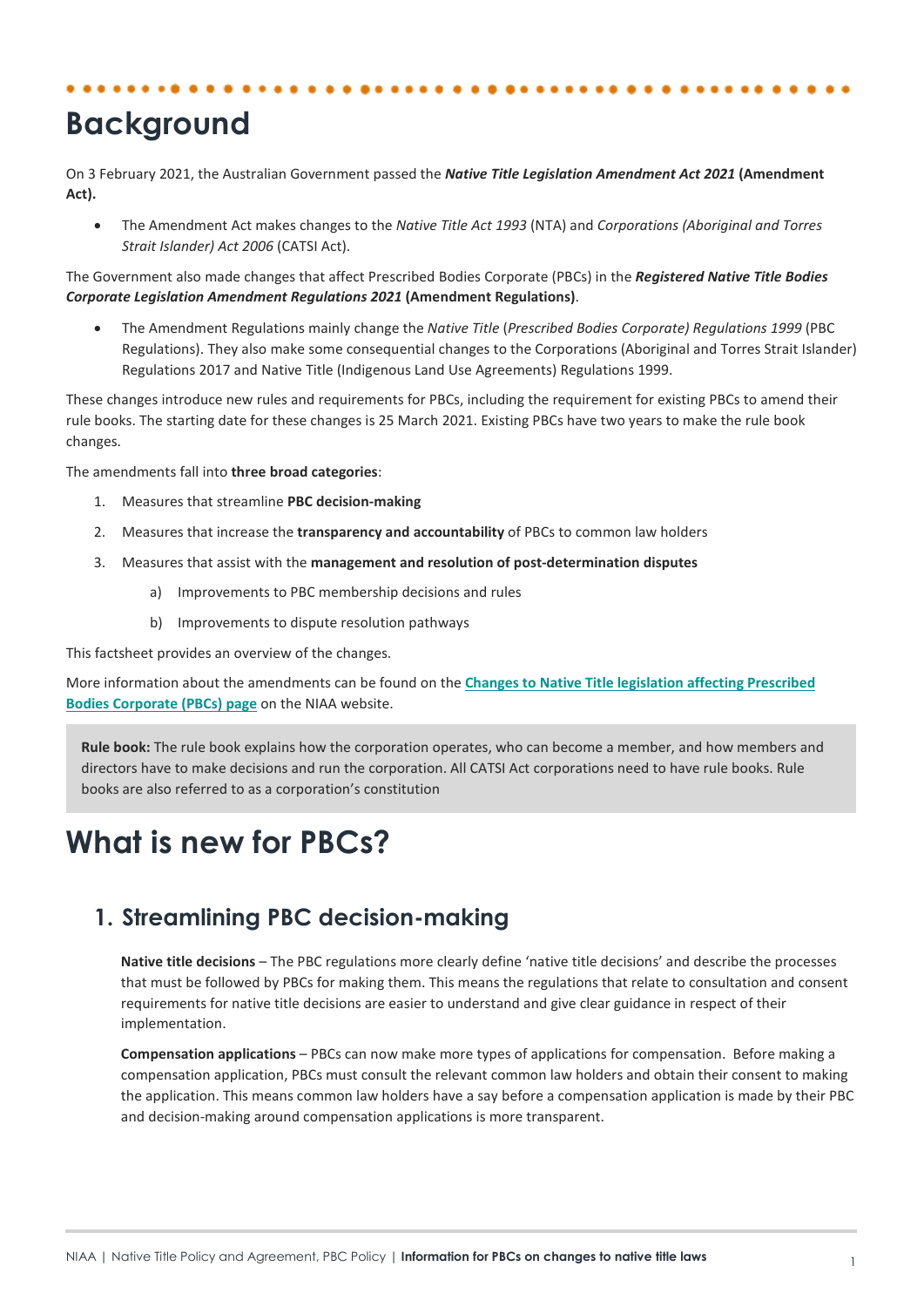# Background

On 3 February 2021, the Australian Government passed the ***Native Title Legislation Amendment Act 2021*** **(Amendment Act).**

- The Amendment Act makes changes to the *Native Title Act 1993* (NTA) and *Corporations (Aboriginal and Torres Strait Islander) Act 2006* (CATSI Act).

The Government also made changes that affect Prescribed Bodies Corporate (PBCs) in the ***Registered Native Title Bodies Corporate Legislation Amendment Regulations 2021*** **(Amendment Regulations)**.

- The Amendment Regulations mainly change the *Native Title* (*Prescribed Bodies Corporate) Regulations 1999* (PBC Regulations). They also make some consequential changes to the Corporations (Aboriginal and Torres Strait Islander) Regulations 2017 and Native Title (Indigenous Land Use Agreements) Regulations 1999.

These changes introduce new rules and requirements for PBCs, including the requirement for existing PBCs to amend their rule books. The starting date for these changes is 25 March 2021. Existing PBCs have two years to make the rule book changes.

The amendments fall into **three broad categories**:

1. Measures that streamline **PBC decision-making**
2. Measures that increase the **transparency and accountability** of PBCs to common law holders
3. Measures that assist with the **management and resolution of post-determination disputes**
   a) Improvements to PBC membership decisions and rules
   b) Improvements to dispute resolution pathways

This factsheet provides an overview of the changes.

More information about the amendments can be found on the **Changes to Native Title legislation affecting Prescribed Bodies Corporate (PBCs) page** on the NIAA website.

> **Rule book:** The rule book explains how the corporation operates, who can become a member, and how members and directors have to make decisions and run the corporation. All CATSI Act corporations need to have rule books. Rule books are also referred to as a corporation's constitution

# What is new for PBCs?

## 1. Streamlining PBC decision-making

**Native title decisions** – The PBC regulations more clearly define 'native title decisions' and describe the processes that must be followed by PBCs for making them. This means the regulations that relate to consultation and consent requirements for native title decisions are easier to understand and give clear guidance in respect of their implementation.

**Compensation applications** – PBCs can now make more types of applications for compensation. Before making a compensation application, PBCs must consult the relevant common law holders and obtain their consent to making the application. This means common law holders have a say before a compensation application is made by their PBC and decision-making around compensation applications is more transparent.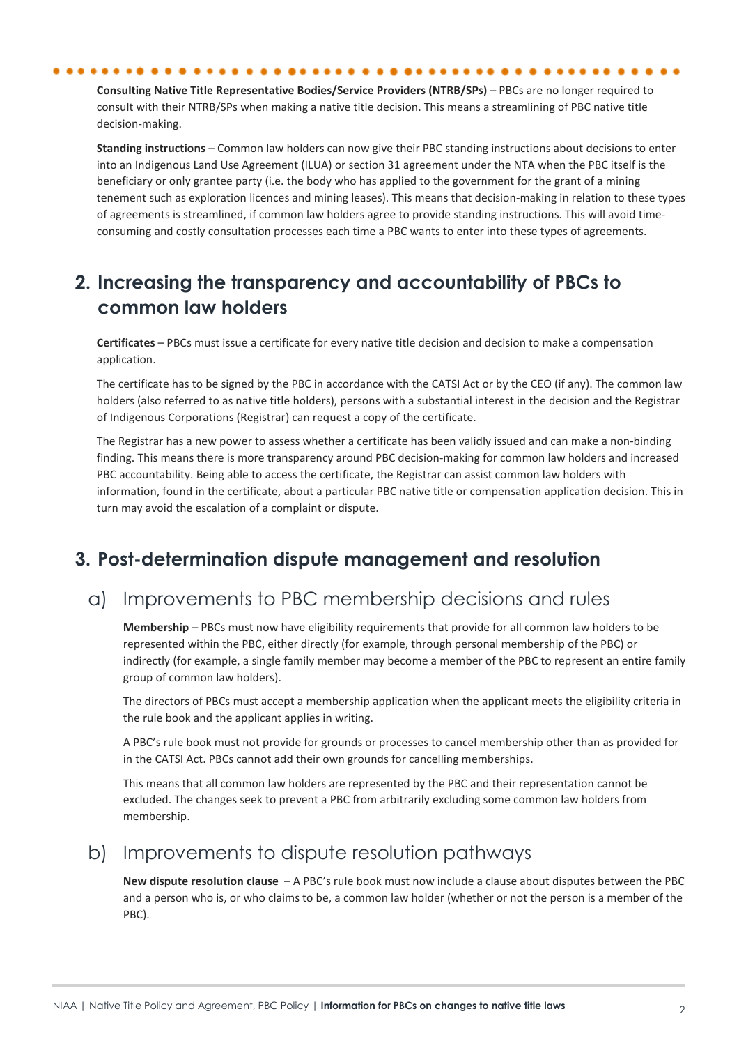**Consulting Native Title Representative Bodies/Service Providers (NTRB/SPs)** – PBCs are no longer required to consult with their NTRB/SPs when making a native title decision. This means a streamlining of PBC native title decision-making.

**Standing instructions** – Common law holders can now give their PBC standing instructions about decisions to enter into an Indigenous Land Use Agreement (ILUA) or section 31 agreement under the NTA when the PBC itself is the beneficiary or only grantee party (i.e. the body who has applied to the government for the grant of a mining tenement such as exploration licences and mining leases). This means that decision-making in relation to these types of agreements is streamlined, if common law holders agree to provide standing instructions. This will avoid time-consuming and costly consultation processes each time a PBC wants to enter into these types of agreements.

## 2. Increasing the transparency and accountability of PBCs to common law holders

**Certificates** – PBCs must issue a certificate for every native title decision and decision to make a compensation application.

The certificate has to be signed by the PBC in accordance with the CATSI Act or by the CEO (if any). The common law holders (also referred to as native title holders), persons with a substantial interest in the decision and the Registrar of Indigenous Corporations (Registrar) can request a copy of the certificate.

The Registrar has a new power to assess whether a certificate has been validly issued and can make a non-binding finding. This means there is more transparency around PBC decision-making for common law holders and increased PBC accountability. Being able to access the certificate, the Registrar can assist common law holders with information, found in the certificate, about a particular PBC native title or compensation application decision. This in turn may avoid the escalation of a complaint or dispute.

## 3. Post-determination dispute management and resolution

### a) Improvements to PBC membership decisions and rules

**Membership** – PBCs must now have eligibility requirements that provide for all common law holders to be represented within the PBC, either directly (for example, through personal membership of the PBC) or indirectly (for example, a single family member may become a member of the PBC to represent an entire family group of common law holders).

The directors of PBCs must accept a membership application when the applicant meets the eligibility criteria in the rule book and the applicant applies in writing.

A PBC's rule book must not provide for grounds or processes to cancel membership other than as provided for in the CATSI Act. PBCs cannot add their own grounds for cancelling memberships.

This means that all common law holders are represented by the PBC and their representation cannot be excluded. The changes seek to prevent a PBC from arbitrarily excluding some common law holders from membership.

### b) Improvements to dispute resolution pathways

**New dispute resolution clause** – A PBC's rule book must now include a clause about disputes between the PBC and a person who is, or who claims to be, a common law holder (whether or not the person is a member of the PBC).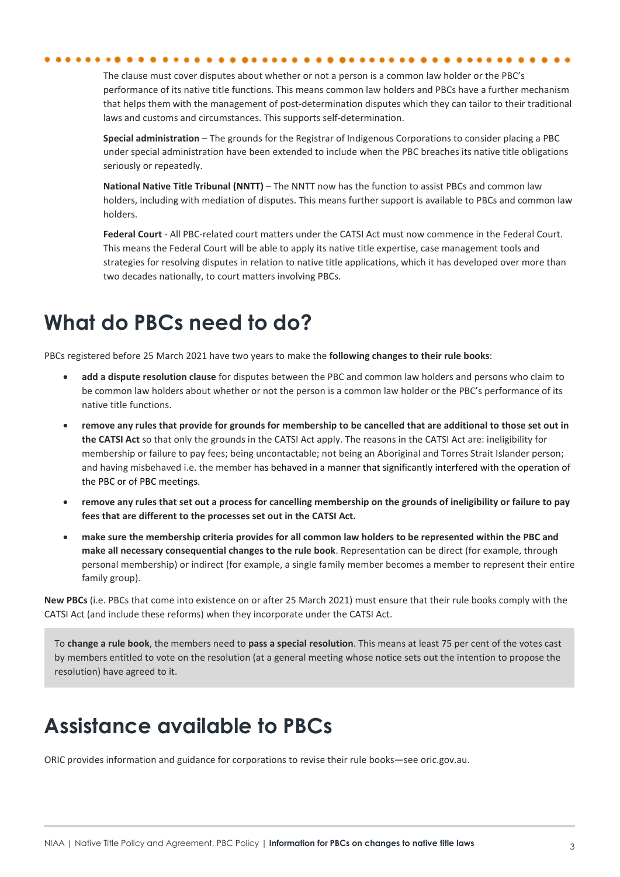The clause must cover disputes about whether or not a person is a common law holder or the PBC's performance of its native title functions. This means common law holders and PBCs have a further mechanism that helps them with the management of post-determination disputes which they can tailor to their traditional laws and customs and circumstances. This supports self-determination.

**Special administration** – The grounds for the Registrar of Indigenous Corporations to consider placing a PBC under special administration have been extended to include when the PBC breaches its native title obligations seriously or repeatedly.

**National Native Title Tribunal (NNTT)** – The NNTT now has the function to assist PBCs and common law holders, including with mediation of disputes. This means further support is available to PBCs and common law holders.

**Federal Court** - All PBC-related court matters under the CATSI Act must now commence in the Federal Court. This means the Federal Court will be able to apply its native title expertise, case management tools and strategies for resolving disputes in relation to native title applications, which it has developed over more than two decades nationally, to court matters involving PBCs.

# What do PBCs need to do?

PBCs registered before 25 March 2021 have two years to make the **following changes to their rule books**:

- **add a dispute resolution clause** for disputes between the PBC and common law holders and persons who claim to be common law holders about whether or not the person is a common law holder or the PBC's performance of its native title functions.
- **remove any rules that provide for grounds for membership to be cancelled that are additional to those set out in the CATSI Act** so that only the grounds in the CATSI Act apply. The reasons in the CATSI Act are: ineligibility for membership or failure to pay fees; being uncontactable; not being an Aboriginal and Torres Strait Islander person; and having misbehaved i.e. the member has behaved in a manner that significantly interfered with the operation of the PBC or of PBC meetings.
- **remove any rules that set out a process for cancelling membership on the grounds of ineligibility or failure to pay fees that are different to the processes set out in the CATSI Act.**
- **make sure the membership criteria provides for all common law holders to be represented within the PBC and make all necessary consequential changes to the rule book**. Representation can be direct (for example, through personal membership) or indirect (for example, a single family member becomes a member to represent their entire family group).

**New PBCs** (i.e. PBCs that come into existence on or after 25 March 2021) must ensure that their rule books comply with the CATSI Act (and include these reforms) when they incorporate under the CATSI Act.

> To **change a rule book**, the members need to **pass a special resolution**. This means at least 75 per cent of the votes cast by members entitled to vote on the resolution (at a general meeting whose notice sets out the intention to propose the resolution) have agreed to it.

# Assistance available to PBCs

ORIC provides information and guidance for corporations to revise their rule books—see oric.gov.au.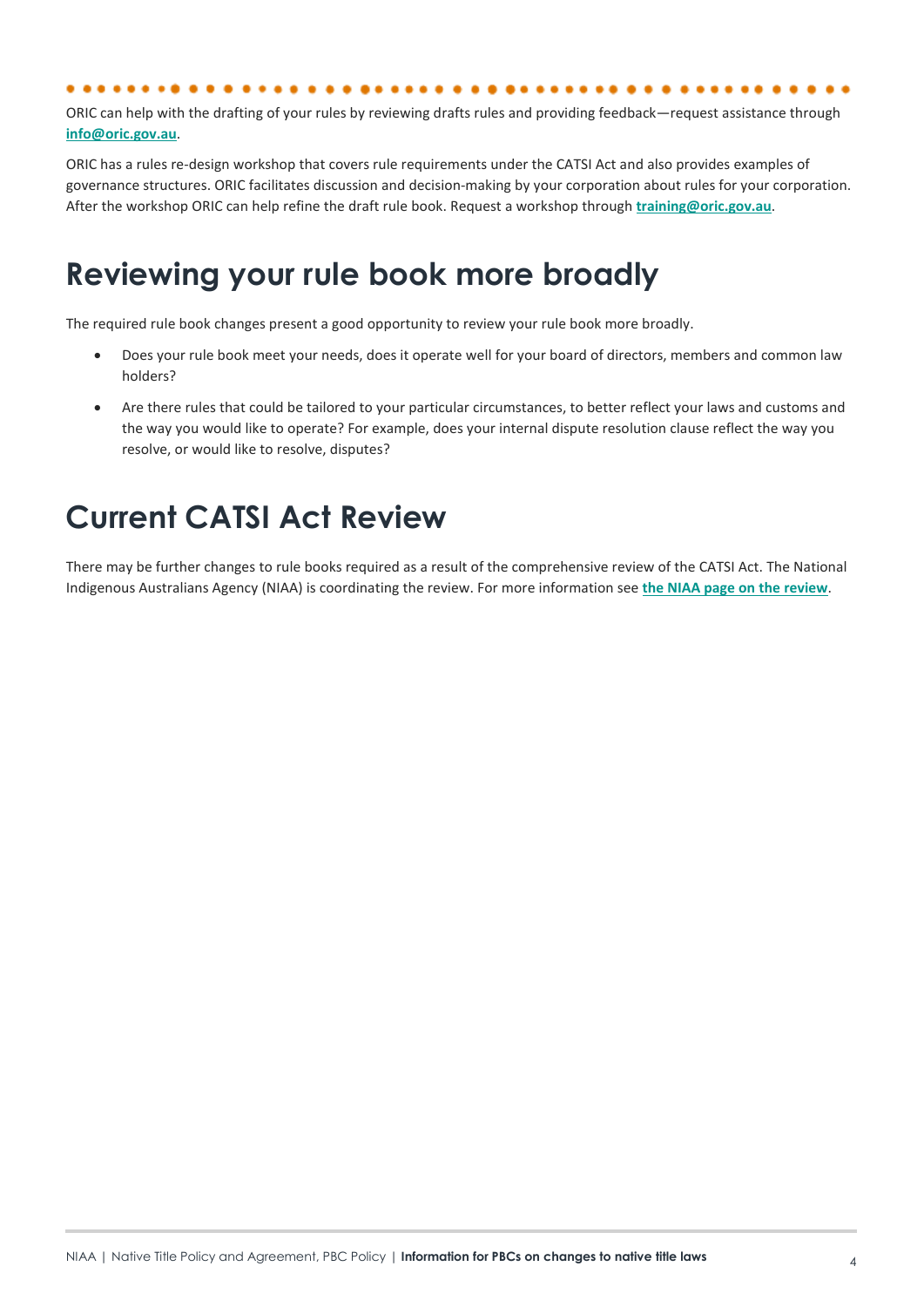ORIC can help with the drafting of your rules by reviewing drafts rules and providing feedback—request assistance through **info@oric.gov.au**.

ORIC has a rules re-design workshop that covers rule requirements under the CATSI Act and also provides examples of governance structures. ORIC facilitates discussion and decision-making by your corporation about rules for your corporation. After the workshop ORIC can help refine the draft rule book. Request a workshop through **training@oric.gov.au**.

# Reviewing your rule book more broadly

The required rule book changes present a good opportunity to review your rule book more broadly.

- Does your rule book meet your needs, does it operate well for your board of directors, members and common law holders?
- Are there rules that could be tailored to your particular circumstances, to better reflect your laws and customs and the way you would like to operate? For example, does your internal dispute resolution clause reflect the way you resolve, or would like to resolve, disputes?

# Current CATSI Act Review

There may be further changes to rule books required as a result of the comprehensive review of the CATSI Act. The National Indigenous Australians Agency (NIAA) is coordinating the review. For more information see **the NIAA page on the review**.